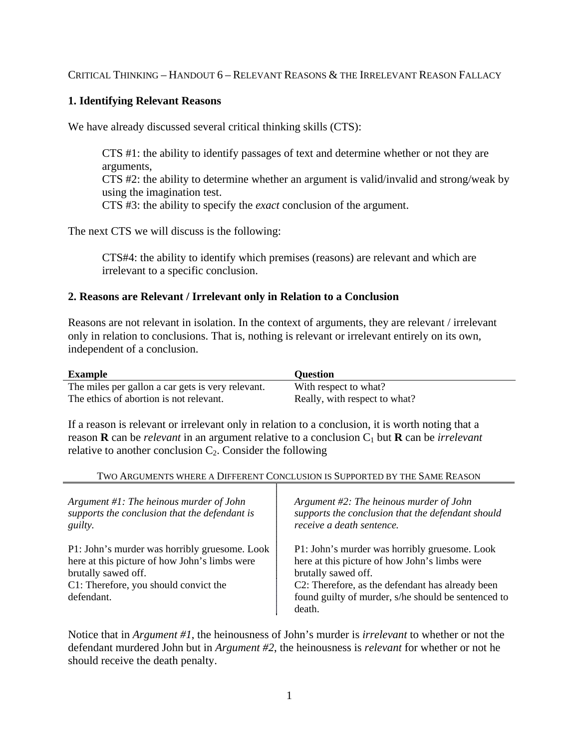Critical Thinking – Handout 6 – Relevant Reasons & the Irrelevant Reason Fallacy

### 1. Identifying Relevant Reasons

We have already discussed several critical thinking skills (CTS):

> CTS #1: the ability to identify passages of text and determine whether or not they are arguments,
> CTS #2: the ability to determine whether an argument is valid/invalid and strong/weak by using the imagination test.
> CTS #3: the ability to specify the *exact* conclusion of the argument.

The next CTS we will discuss is the following:

> CTS#4: the ability to identify which premises (reasons) are relevant and which are irrelevant to a specific conclusion.

### 2. Reasons are Relevant / Irrelevant only in Relation to a Conclusion

Reasons are not relevant in isolation. In the context of arguments, they are relevant / irrelevant only in relation to conclusions. That is, nothing is relevant or irrelevant entirely on its own, independent of a conclusion.

| **Example** | **Question** |
|---|---|
| The miles per gallon a car gets is very relevant. | With respect to what? |
| The ethics of abortion is not relevant. | Really, with respect to what? |

If a reason is relevant or irrelevant only in relation to a conclusion, it is worth noting that a reason **R** can be *relevant* in an argument relative to a conclusion $C_1$ but **R** can be *irrelevant* relative to another conclusion $C_2$. Consider the following

Two Arguments where a Different Conclusion is Supported by the Same Reason

| | |
|---|---|
| *Argument #1: The heinous murder of John supports the conclusion that the defendant is guilty.* | *Argument #2: The heinous murder of John supports the conclusion that the defendant should receive a death sentence.* |
| P1: John's murder was horribly gruesome. Look here at this picture of how John's limbs were brutally sawed off.<br>C1: Therefore, you should convict the defendant. | P1: John's murder was horribly gruesome. Look here at this picture of how John's limbs were brutally sawed off.<br>C2: Therefore, as the defendant has already been found guilty of murder, s/he should be sentenced to death. |

Notice that in *Argument #1*, the heinousness of John's murder is *irrelevant* to whether or not the defendant murdered John but in *Argument #2*, the heinousness is *relevant* for whether or not he should receive the death penalty.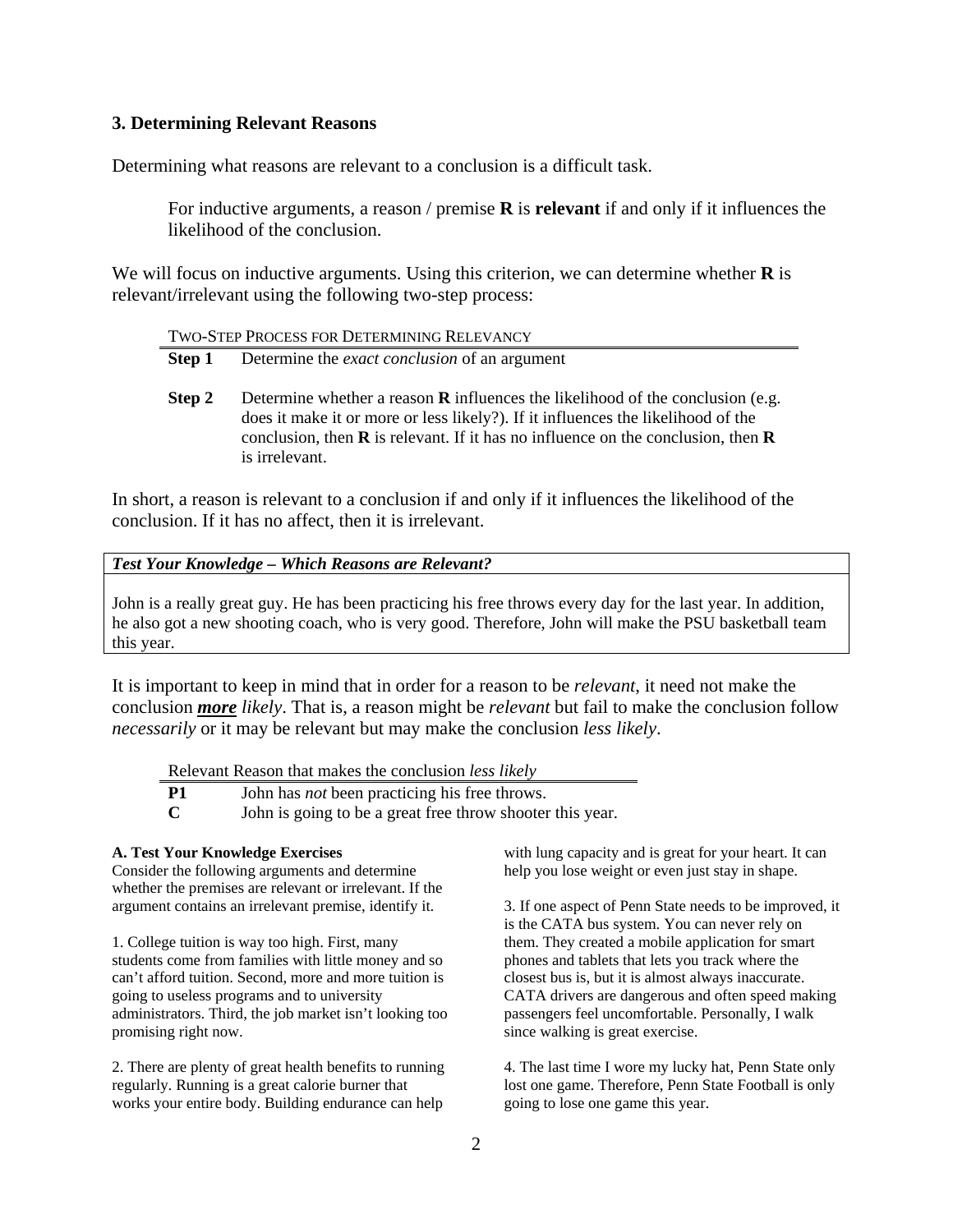### 3. Determining Relevant Reasons

Determining what reasons are relevant to a conclusion is a difficult task.

> For inductive arguments, a reason / premise **R** is **relevant** if and only if it influences the likelihood of the conclusion.

We will focus on inductive arguments. Using this criterion, we can determine whether **R** is relevant/irrelevant using the following two-step process:

| TWO-STEP PROCESS FOR DETERMINING RELEVANCY | |
|---|---|
| **Step 1** | Determine the *exact conclusion* of an argument |
| **Step 2** | Determine whether a reason **R** influences the likelihood of the conclusion (e.g. does it make it more or less likely?). If it influences the likelihood of the conclusion, then **R** is relevant. If it has no influence on the conclusion, then **R** is irrelevant. |

In short, a reason is relevant to a conclusion if and only if it influences the likelihood of the conclusion. If it has no affect, then it is irrelevant.

***Test Your Knowledge – Which Reasons are Relevant?***

John is a really great guy. He has been practicing his free throws every day for the last year. In addition, he also got a new shooting coach, who is very good. Therefore, John will make the PSU basketball team this year.

It is important to keep in mind that in order for a reason to be *relevant*, it need not make the conclusion ***more*** *likely*. That is, a reason might be *relevant* but fail to make the conclusion follow *necessarily* or it may be relevant but may make the conclusion *less likely*.

| Relevant Reason that makes the conclusion *less likely* | |
|---|---|
| **P1** | John has *not* been practicing his free throws. |
| **C** | John is going to be a great free throw shooter this year. |

**A. Test Your Knowledge Exercises**

Consider the following arguments and determine whether the premises are relevant or irrelevant. If the argument contains an irrelevant premise, identify it.

1. College tuition is way too high. First, many students come from families with little money and so can't afford tuition. Second, more and more tuition is going to useless programs and to university administrators. Third, the job market isn't looking too promising right now.

2. There are plenty of great health benefits to running regularly. Running is a great calorie burner that works your entire body. Building endurance can help with lung capacity and is great for your heart. It can help you lose weight or even just stay in shape.

3. If one aspect of Penn State needs to be improved, it is the CATA bus system. You can never rely on them. They created a mobile application for smart phones and tablets that lets you track where the closest bus is, but it is almost always inaccurate. CATA drivers are dangerous and often speed making passengers feel uncomfortable. Personally, I walk since walking is great exercise.

4. The last time I wore my lucky hat, Penn State only lost one game. Therefore, Penn State Football is only going to lose one game this year.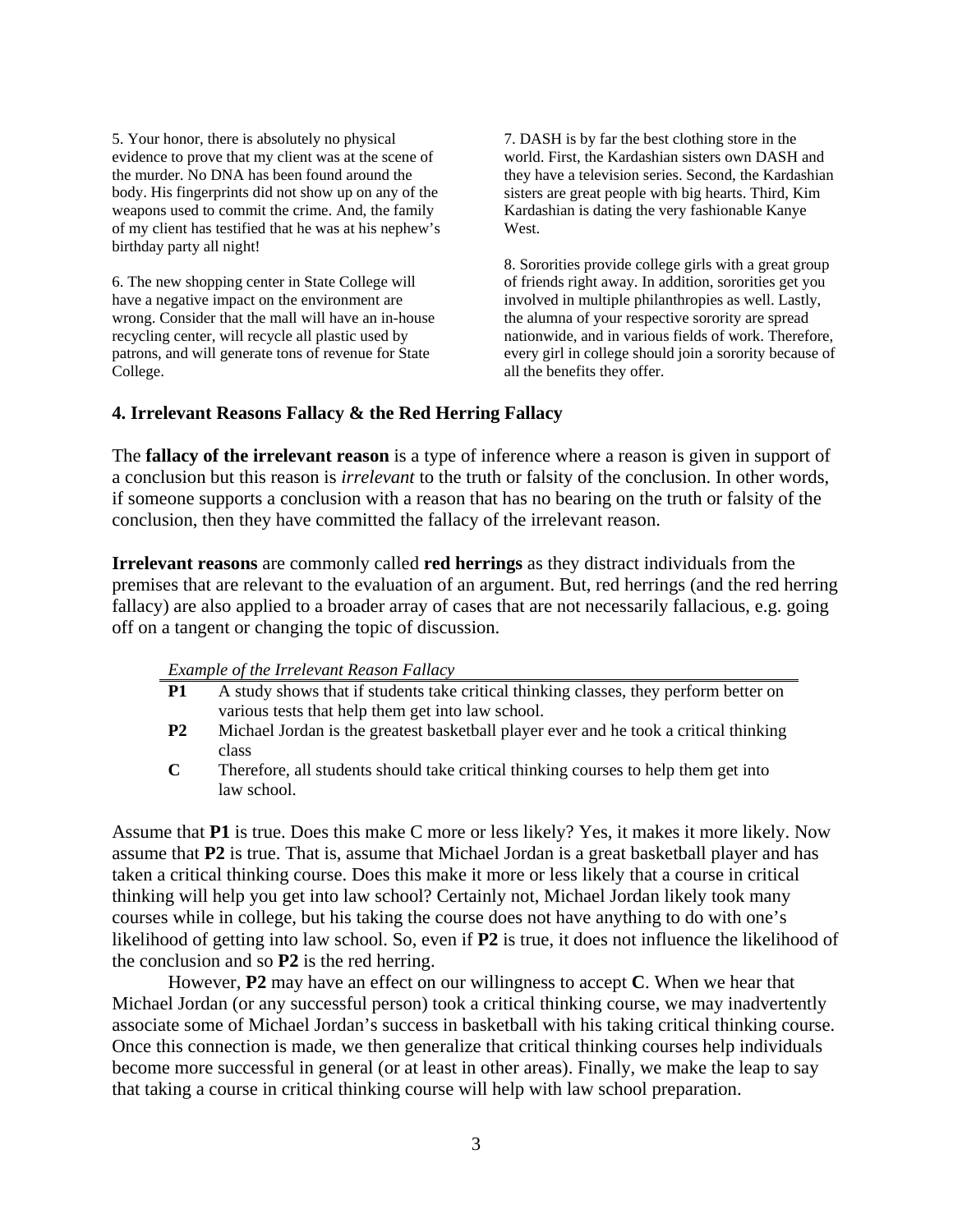5. Your honor, there is absolutely no physical evidence to prove that my client was at the scene of the murder. No DNA has been found around the body. His fingerprints did not show up on any of the weapons used to commit the crime. And, the family of my client has testified that he was at his nephew's birthday party all night!

6. The new shopping center in State College will have a negative impact on the environment are wrong. Consider that the mall will have an in-house recycling center, will recycle all plastic used by patrons, and will generate tons of revenue for State College.

7. DASH is by far the best clothing store in the world. First, the Kardashian sisters own DASH and they have a television series. Second, the Kardashian sisters are great people with big hearts. Third, Kim Kardashian is dating the very fashionable Kanye West.

8. Sororities provide college girls with a great group of friends right away. In addition, sororities get you involved in multiple philanthropies as well. Lastly, the alumna of your respective sorority are spread nationwide, and in various fields of work. Therefore, every girl in college should join a sorority because of all the benefits they offer.

## 4. Irrelevant Reasons Fallacy & the Red Herring Fallacy

The **fallacy of the irrelevant reason** is a type of inference where a reason is given in support of a conclusion but this reason is *irrelevant* to the truth or falsity of the conclusion. In other words, if someone supports a conclusion with a reason that has no bearing on the truth or falsity of the conclusion, then they have committed the fallacy of the irrelevant reason.

**Irrelevant reasons** are commonly called **red herrings** as they distract individuals from the premises that are relevant to the evaluation of an argument. But, red herrings (and the red herring fallacy) are also applied to a broader array of cases that are not necessarily fallacious, e.g. going off on a tangent or changing the topic of discussion.

*Example of the Irrelevant Reason Fallacy*

| | |
|---|---|
| **P1** | A study shows that if students take critical thinking classes, they perform better on various tests that help them get into law school. |
| **P2** | Michael Jordan is the greatest basketball player ever and he took a critical thinking class |
| **C** | Therefore, all students should take critical thinking courses to help them get into law school. |

Assume that **P1** is true. Does this make C more or less likely? Yes, it makes it more likely. Now assume that **P2** is true. That is, assume that Michael Jordan is a great basketball player and has taken a critical thinking course. Does this make it more or less likely that a course in critical thinking will help you get into law school? Certainly not, Michael Jordan likely took many courses while in college, but his taking the course does not have anything to do with one's likelihood of getting into law school. So, even if **P2** is true, it does not influence the likelihood of the conclusion and so **P2** is the red herring.

However, **P2** may have an effect on our willingness to accept **C**. When we hear that Michael Jordan (or any successful person) took a critical thinking course, we may inadvertently associate some of Michael Jordan's success in basketball with his taking critical thinking course. Once this connection is made, we then generalize that critical thinking courses help individuals become more successful in general (or at least in other areas). Finally, we make the leap to say that taking a course in critical thinking course will help with law school preparation.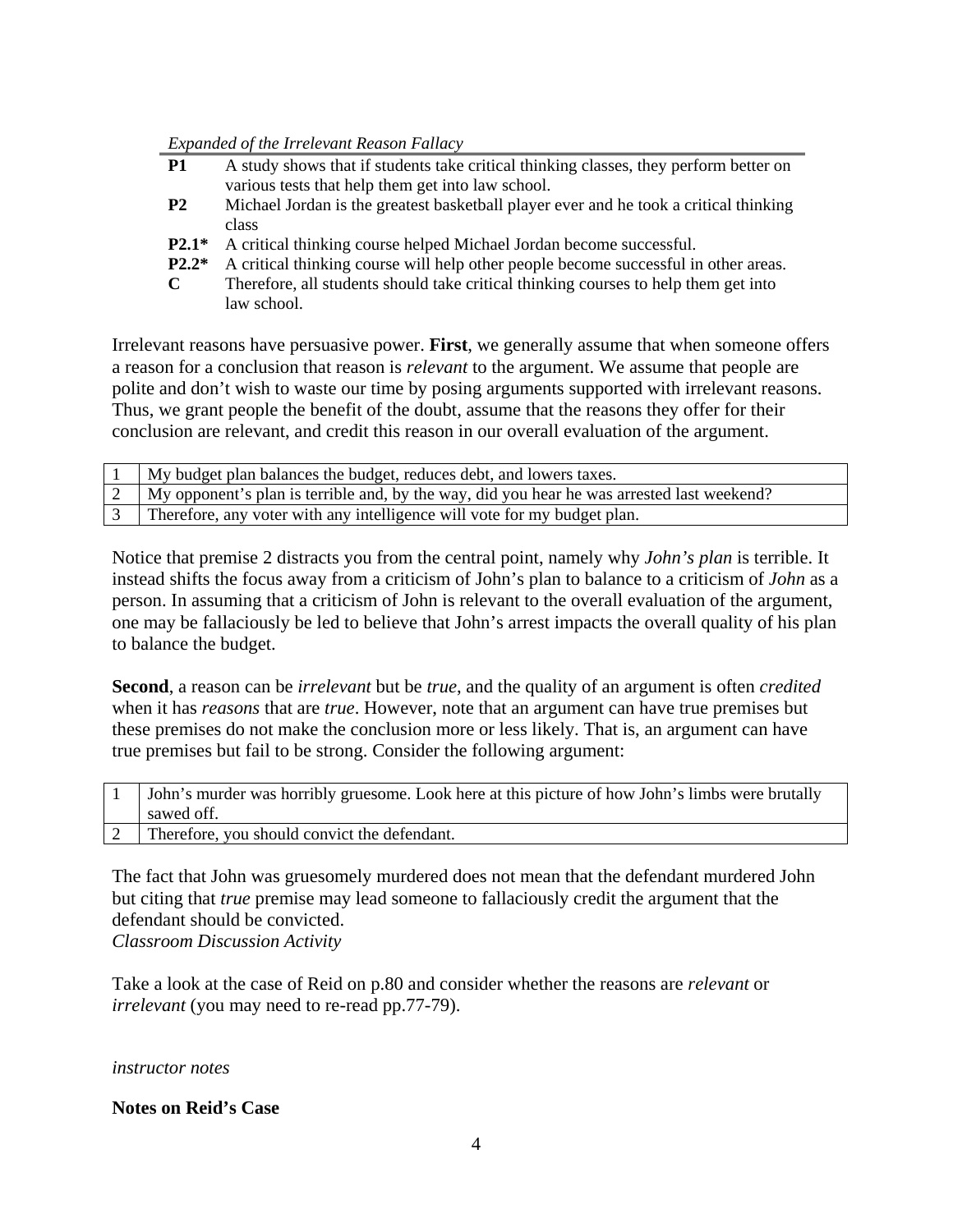*Expanded of the Irrelevant Reason Fallacy*

| | |
|---|---|
| **P1** | A study shows that if students take critical thinking classes, they perform better on various tests that help them get into law school. |
| **P2** | Michael Jordan is the greatest basketball player ever and he took a critical thinking class |
| **P2.1*** | A critical thinking course helped Michael Jordan become successful. |
| **P2.2*** | A critical thinking course will help other people become successful in other areas. |
| **C** | Therefore, all students should take critical thinking courses to help them get into law school. |

Irrelevant reasons have persuasive power. **First**, we generally assume that when someone offers a reason for a conclusion that reason is *relevant* to the argument. We assume that people are polite and don't wish to waste our time by posing arguments supported with irrelevant reasons. Thus, we grant people the benefit of the doubt, assume that the reasons they offer for their conclusion are relevant, and credit this reason in our overall evaluation of the argument.

| | |
|---|---|
| 1 | My budget plan balances the budget, reduces debt, and lowers taxes. |
| 2 | My opponent's plan is terrible and, by the way, did you hear he was arrested last weekend? |
| 3 | Therefore, any voter with any intelligence will vote for my budget plan. |

Notice that premise 2 distracts you from the central point, namely why *John's plan* is terrible. It instead shifts the focus away from a criticism of John's plan to balance to a criticism of *John* as a person. In assuming that a criticism of John is relevant to the overall evaluation of the argument, one may be fallaciously be led to believe that John's arrest impacts the overall quality of his plan to balance the budget.

**Second**, a reason can be *irrelevant* but be *true*, and the quality of an argument is often *credited* when it has *reasons* that are *true*. However, note that an argument can have true premises but these premises do not make the conclusion more or less likely. That is, an argument can have true premises but fail to be strong. Consider the following argument:

| | |
|---|---|
| 1 | John's murder was horribly gruesome. Look here at this picture of how John's limbs were brutally sawed off. |
| 2 | Therefore, you should convict the defendant. |

The fact that John was gruesomely murdered does not mean that the defendant murdered John but citing that *true* premise may lead someone to fallaciously credit the argument that the defendant should be convicted.

*Classroom Discussion Activity*

Take a look at the case of Reid on p.80 and consider whether the reasons are *relevant* or *irrelevant* (you may need to re-read pp.77-79).

*instructor notes*

**Notes on Reid's Case**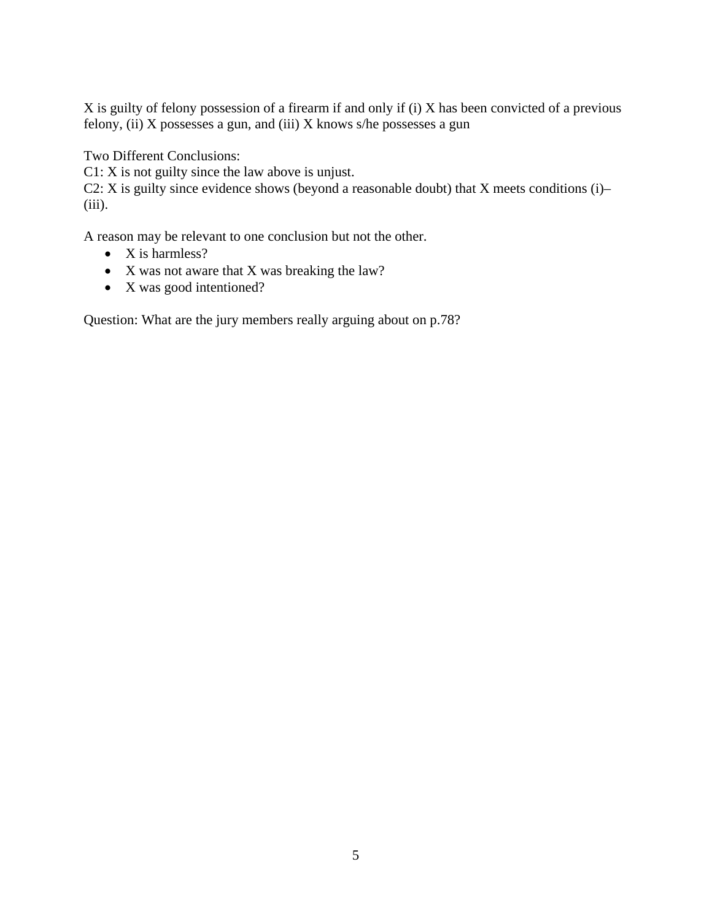X is guilty of felony possession of a firearm if and only if (i) X has been convicted of a previous felony, (ii) X possesses a gun, and (iii) X knows s/he possesses a gun

Two Different Conclusions:
C1: X is not guilty since the law above is unjust.
C2: X is guilty since evidence shows (beyond a reasonable doubt) that X meets conditions (i)–(iii).

A reason may be relevant to one conclusion but not the other.

- X is harmless?
- X was not aware that X was breaking the law?
- X was good intentioned?

Question: What are the jury members really arguing about on p.78?